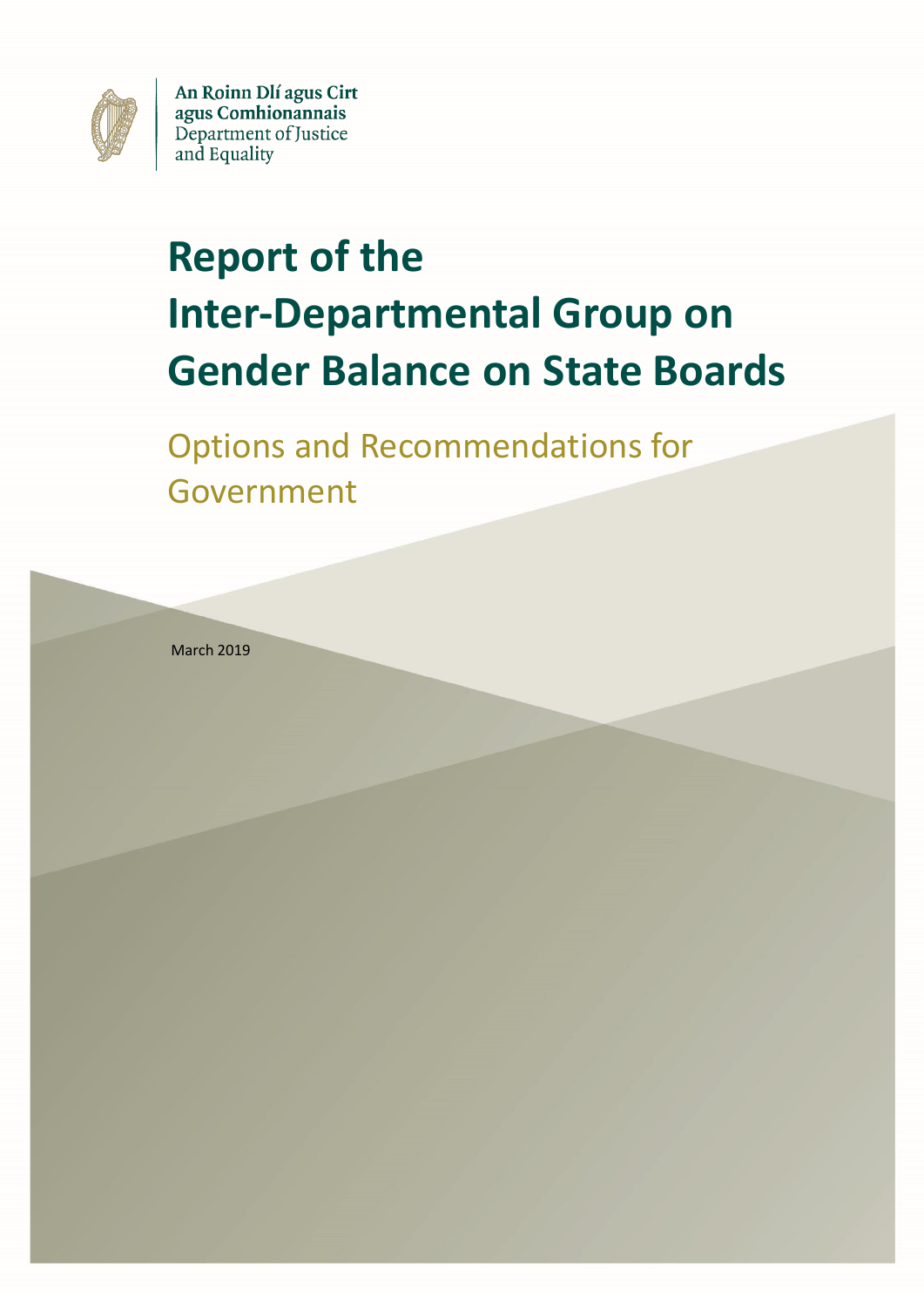An Roinn Dlí agus Cirt
agus Comhionannais
Department of Justice
and Equality

# Report of the Inter-Departmental Group on Gender Balance on State Boards

## Options and Recommendations for Government

March 2019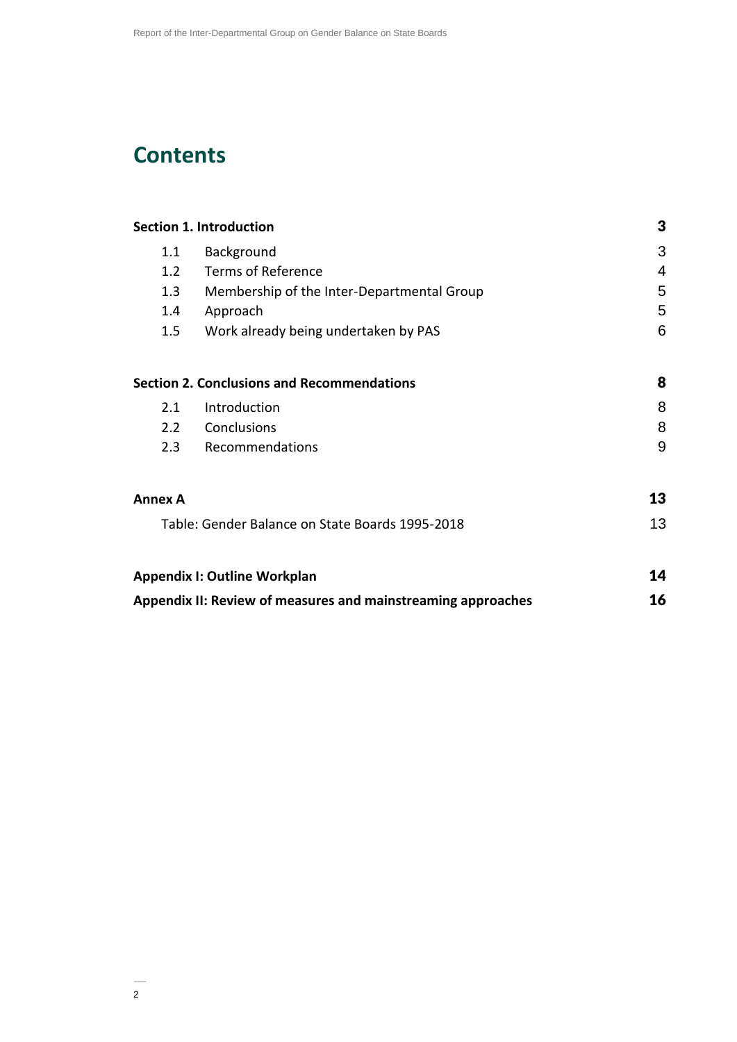# Contents

| | | |
|---|---|---|
| **Section 1. Introduction** | | **3** |
| 1.1 | Background | 3 |
| 1.2 | Terms of Reference | 4 |
| 1.3 | Membership of the Inter-Departmental Group | 5 |
| 1.4 | Approach | 5 |
| 1.5 | Work already being undertaken by PAS | 6 |
| **Section 2. Conclusions and Recommendations** | | **8** |
| 2.1 | Introduction | 8 |
| 2.2 | Conclusions | 8 |
| 2.3 | Recommendations | 9 |
| **Annex A** | | **13** |
| Table: Gender Balance on State Boards 1995-2018 | | 13 |
| **Appendix I: Outline Workplan** | | **14** |
| **Appendix II: Review of measures and mainstreaming approaches** | | **16** |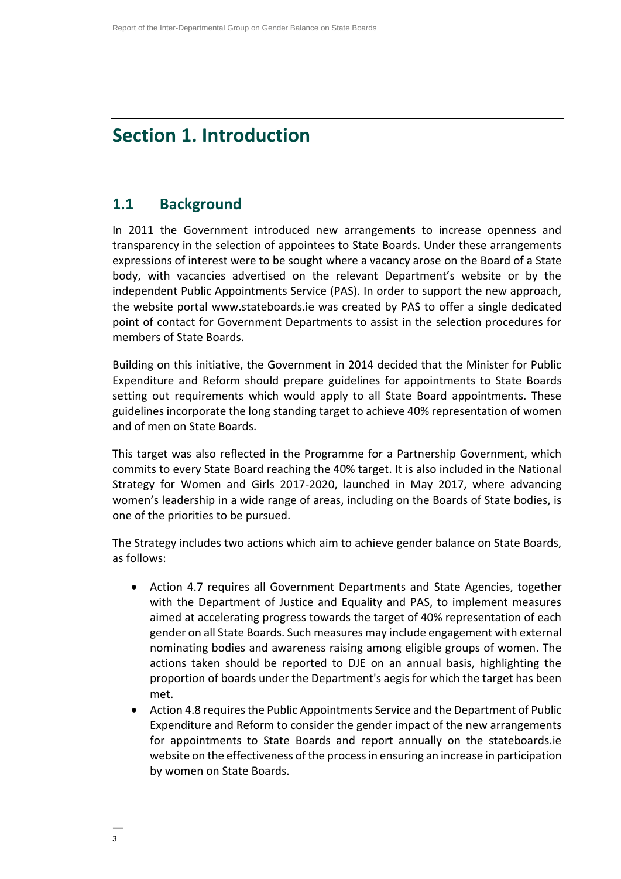# Section 1. Introduction

## 1.1 Background

In 2011 the Government introduced new arrangements to increase openness and transparency in the selection of appointees to State Boards. Under these arrangements expressions of interest were to be sought where a vacancy arose on the Board of a State body, with vacancies advertised on the relevant Department's website or by the independent Public Appointments Service (PAS). In order to support the new approach, the website portal www.stateboards.ie was created by PAS to offer a single dedicated point of contact for Government Departments to assist in the selection procedures for members of State Boards.

Building on this initiative, the Government in 2014 decided that the Minister for Public Expenditure and Reform should prepare guidelines for appointments to State Boards setting out requirements which would apply to all State Board appointments. These guidelines incorporate the long standing target to achieve 40% representation of women and of men on State Boards.

This target was also reflected in the Programme for a Partnership Government, which commits to every State Board reaching the 40% target. It is also included in the National Strategy for Women and Girls 2017-2020, launched in May 2017, where advancing women's leadership in a wide range of areas, including on the Boards of State bodies, is one of the priorities to be pursued.

The Strategy includes two actions which aim to achieve gender balance on State Boards, as follows:

- Action 4.7 requires all Government Departments and State Agencies, together with the Department of Justice and Equality and PAS, to implement measures aimed at accelerating progress towards the target of 40% representation of each gender on all State Boards. Such measures may include engagement with external nominating bodies and awareness raising among eligible groups of women. The actions taken should be reported to DJE on an annual basis, highlighting the proportion of boards under the Department's aegis for which the target has been met.
- Action 4.8 requires the Public Appointments Service and the Department of Public Expenditure and Reform to consider the gender impact of the new arrangements for appointments to State Boards and report annually on the stateboards.ie website on the effectiveness of the process in ensuring an increase in participation by women on State Boards.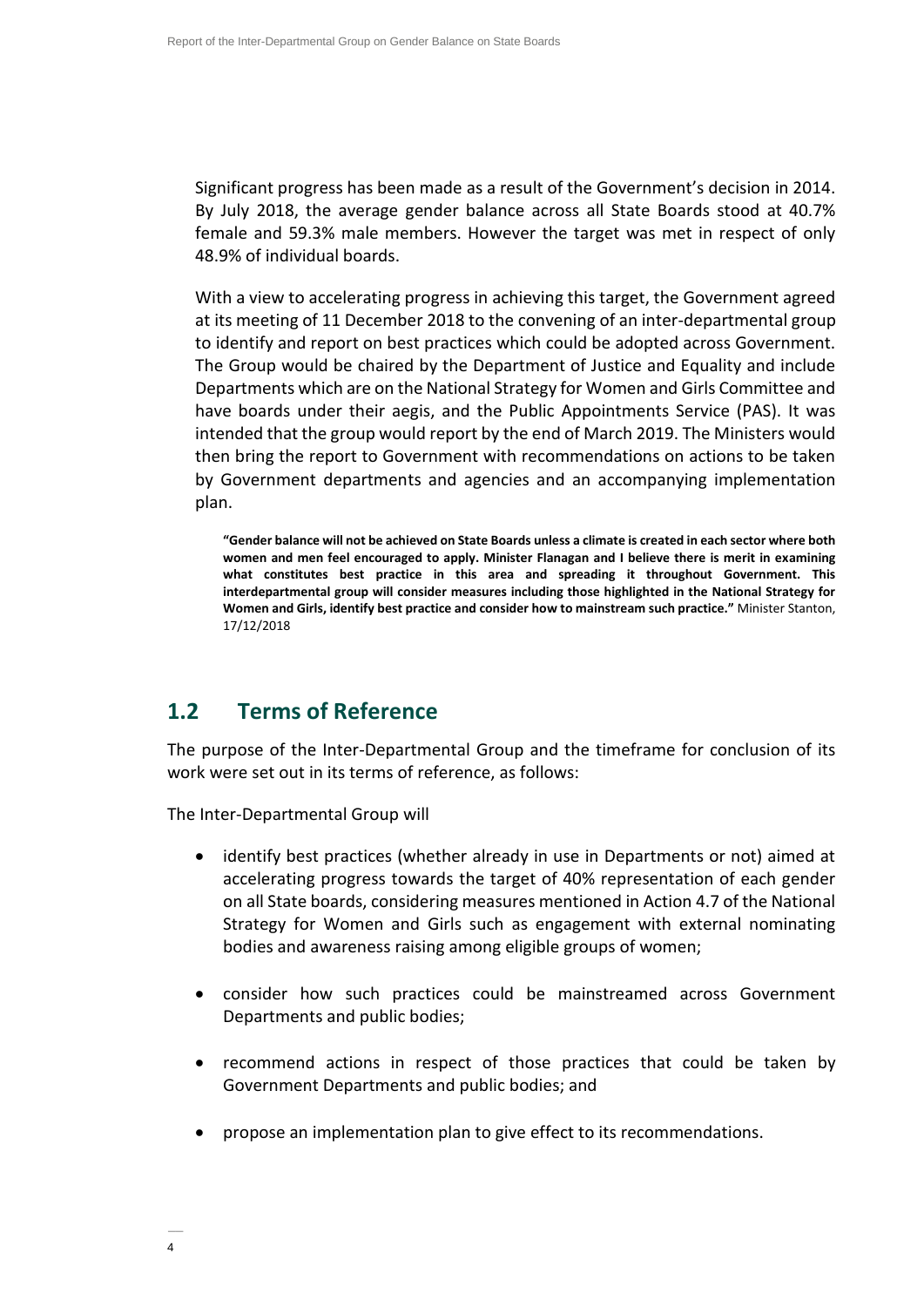Significant progress has been made as a result of the Government's decision in 2014. By July 2018, the average gender balance across all State Boards stood at 40.7% female and 59.3% male members. However the target was met in respect of only 48.9% of individual boards.

With a view to accelerating progress in achieving this target, the Government agreed at its meeting of 11 December 2018 to the convening of an inter-departmental group to identify and report on best practices which could be adopted across Government. The Group would be chaired by the Department of Justice and Equality and include Departments which are on the National Strategy for Women and Girls Committee and have boards under their aegis, and the Public Appointments Service (PAS). It was intended that the group would report by the end of March 2019. The Ministers would then bring the report to Government with recommendations on actions to be taken by Government departments and agencies and an accompanying implementation plan.

> **"Gender balance will not be achieved on State Boards unless a climate is created in each sector where both women and men feel encouraged to apply. Minister Flanagan and I believe there is merit in examining what constitutes best practice in this area and spreading it throughout Government. This interdepartmental group will consider measures including those highlighted in the National Strategy for Women and Girls, identify best practice and consider how to mainstream such practice."** Minister Stanton, 17/12/2018

## 1.2 Terms of Reference

The purpose of the Inter-Departmental Group and the timeframe for conclusion of its work were set out in its terms of reference, as follows:

The Inter-Departmental Group will

- identify best practices (whether already in use in Departments or not) aimed at accelerating progress towards the target of 40% representation of each gender on all State boards, considering measures mentioned in Action 4.7 of the National Strategy for Women and Girls such as engagement with external nominating bodies and awareness raising among eligible groups of women;
- consider how such practices could be mainstreamed across Government Departments and public bodies;
- recommend actions in respect of those practices that could be taken by Government Departments and public bodies; and
- propose an implementation plan to give effect to its recommendations.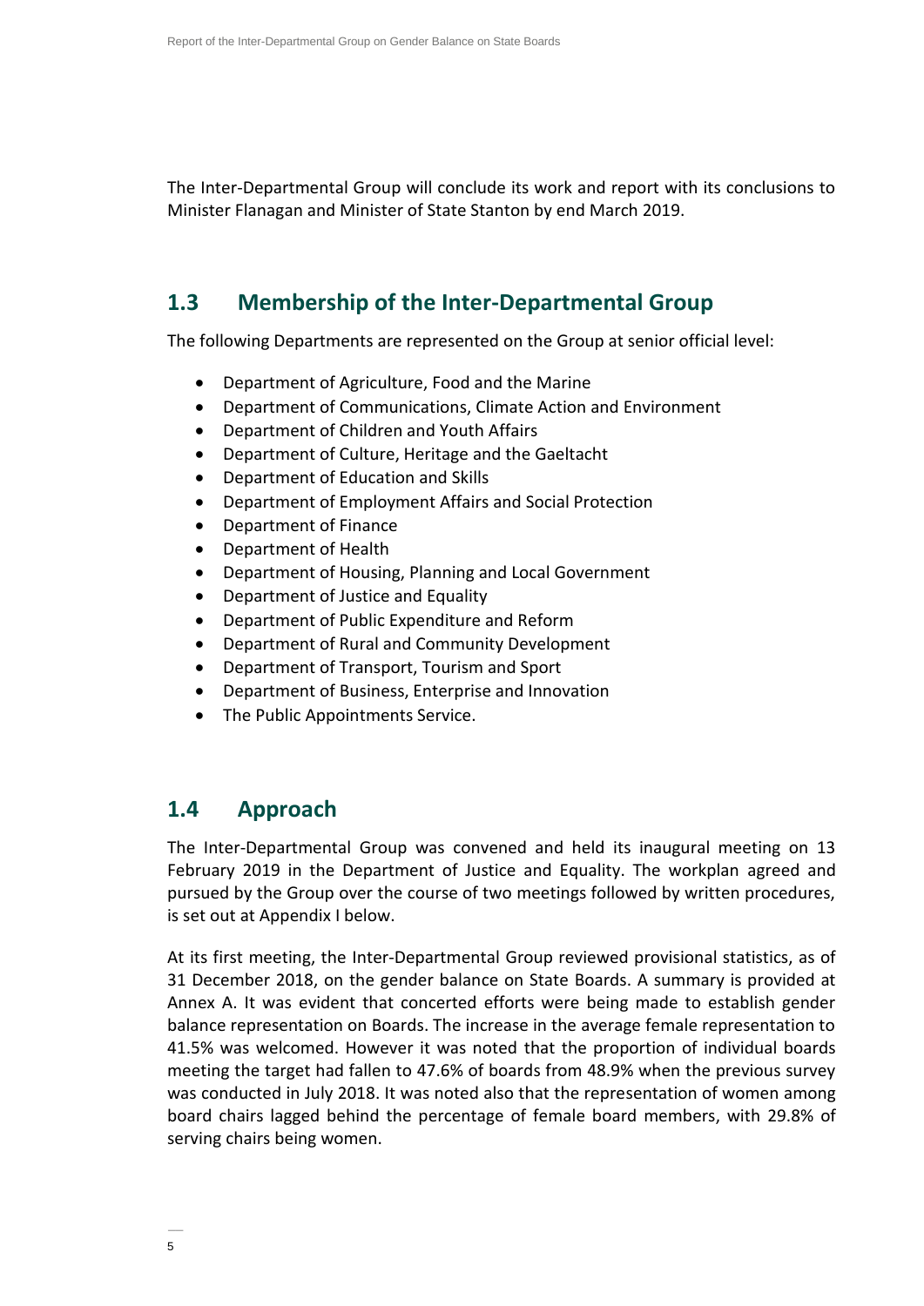The Inter-Departmental Group will conclude its work and report with its conclusions to Minister Flanagan and Minister of State Stanton by end March 2019.

## 1.3 Membership of the Inter-Departmental Group

The following Departments are represented on the Group at senior official level:

- Department of Agriculture, Food and the Marine
- Department of Communications, Climate Action and Environment
- Department of Children and Youth Affairs
- Department of Culture, Heritage and the Gaeltacht
- Department of Education and Skills
- Department of Employment Affairs and Social Protection
- Department of Finance
- Department of Health
- Department of Housing, Planning and Local Government
- Department of Justice and Equality
- Department of Public Expenditure and Reform
- Department of Rural and Community Development
- Department of Transport, Tourism and Sport
- Department of Business, Enterprise and Innovation
- The Public Appointments Service.

## 1.4 Approach

The Inter-Departmental Group was convened and held its inaugural meeting on 13 February 2019 in the Department of Justice and Equality. The workplan agreed and pursued by the Group over the course of two meetings followed by written procedures, is set out at Appendix I below.

At its first meeting, the Inter-Departmental Group reviewed provisional statistics, as of 31 December 2018, on the gender balance on State Boards. A summary is provided at Annex A. It was evident that concerted efforts were being made to establish gender balance representation on Boards. The increase in the average female representation to 41.5% was welcomed. However it was noted that the proportion of individual boards meeting the target had fallen to 47.6% of boards from 48.9% when the previous survey was conducted in July 2018. It was noted also that the representation of women among board chairs lagged behind the percentage of female board members, with 29.8% of serving chairs being women.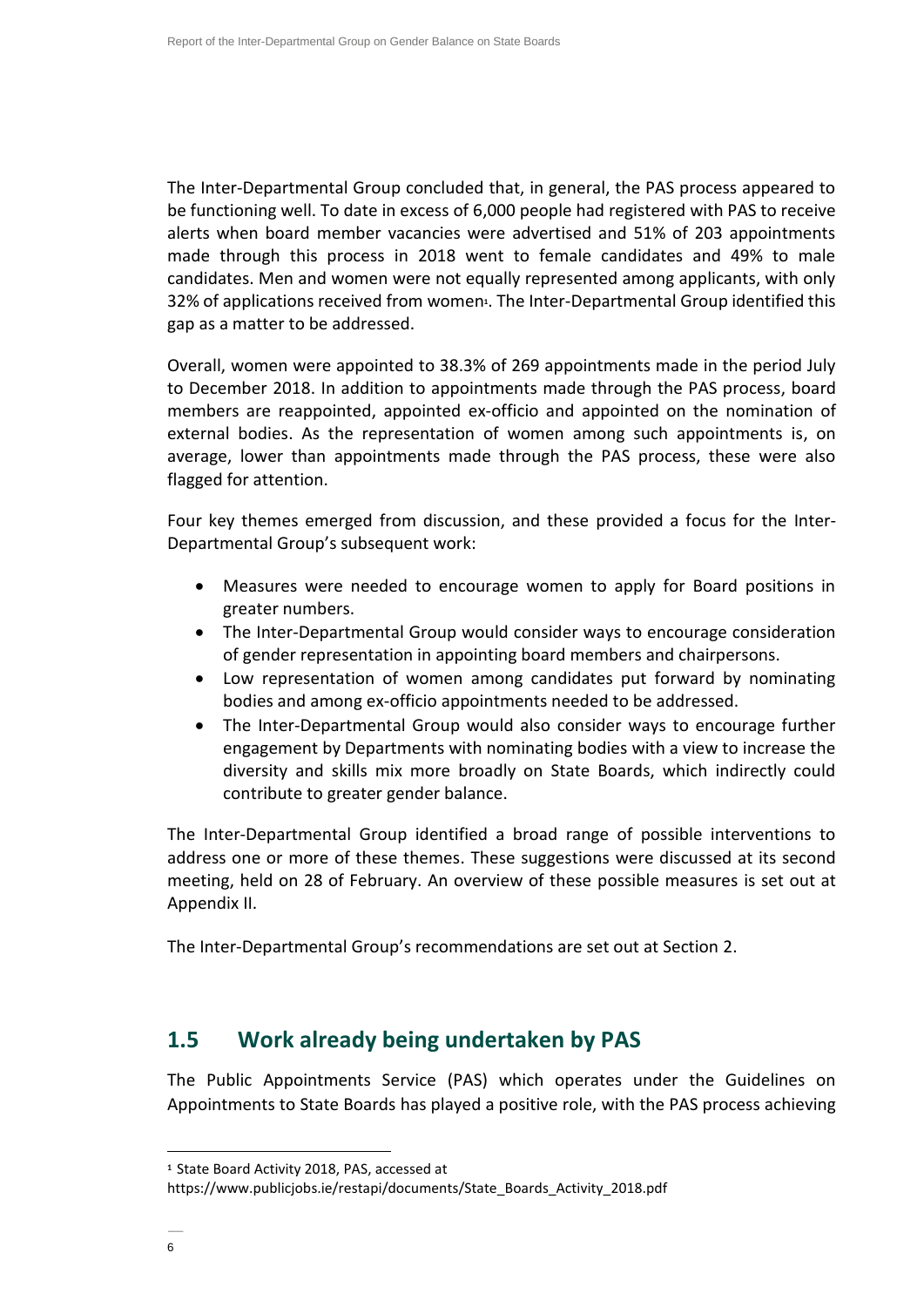The Inter-Departmental Group concluded that, in general, the PAS process appeared to be functioning well. To date in excess of 6,000 people had registered with PAS to receive alerts when board member vacancies were advertised and 51% of 203 appointments made through this process in 2018 went to female candidates and 49% to male candidates. Men and women were not equally represented among applicants, with only 32% of applications received from women[1]. The Inter-Departmental Group identified this gap as a matter to be addressed.

Overall, women were appointed to 38.3% of 269 appointments made in the period July to December 2018. In addition to appointments made through the PAS process, board members are reappointed, appointed ex-officio and appointed on the nomination of external bodies. As the representation of women among such appointments is, on average, lower than appointments made through the PAS process, these were also flagged for attention.

Four key themes emerged from discussion, and these provided a focus for the Inter-Departmental Group's subsequent work:

- Measures were needed to encourage women to apply for Board positions in greater numbers.
- The Inter-Departmental Group would consider ways to encourage consideration of gender representation in appointing board members and chairpersons.
- Low representation of women among candidates put forward by nominating bodies and among ex-officio appointments needed to be addressed.
- The Inter-Departmental Group would also consider ways to encourage further engagement by Departments with nominating bodies with a view to increase the diversity and skills mix more broadly on State Boards, which indirectly could contribute to greater gender balance.

The Inter-Departmental Group identified a broad range of possible interventions to address one or more of these themes. These suggestions were discussed at its second meeting, held on 28 of February. An overview of these possible measures is set out at Appendix II.

The Inter-Departmental Group's recommendations are set out at Section 2.

## 1.5 Work already being undertaken by PAS

The Public Appointments Service (PAS) which operates under the Guidelines on Appointments to State Boards has played a positive role, with the PAS process achieving

---

[1] State Board Activity 2018, PAS, accessed at https://www.publicjobs.ie/restapi/documents/State_Boards_Activity_2018.pdf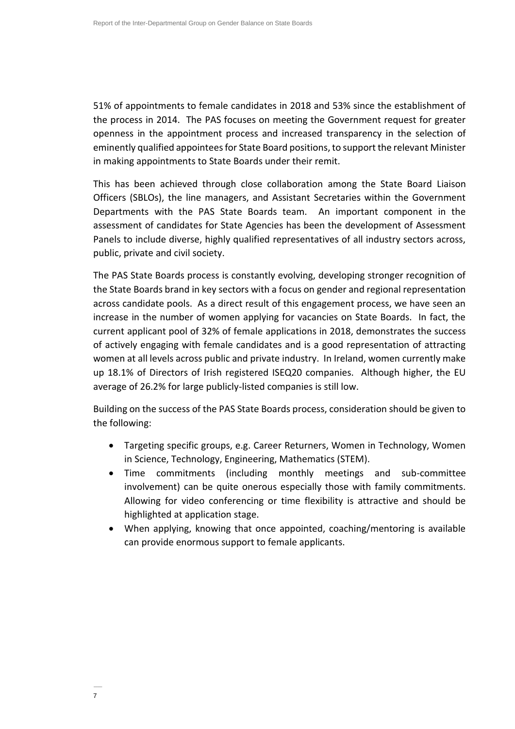51% of appointments to female candidates in 2018 and 53% since the establishment of the process in 2014. The PAS focuses on meeting the Government request for greater openness in the appointment process and increased transparency in the selection of eminently qualified appointees for State Board positions, to support the relevant Minister in making appointments to State Boards under their remit.

This has been achieved through close collaboration among the State Board Liaison Officers (SBLOs), the line managers, and Assistant Secretaries within the Government Departments with the PAS State Boards team. An important component in the assessment of candidates for State Agencies has been the development of Assessment Panels to include diverse, highly qualified representatives of all industry sectors across, public, private and civil society.

The PAS State Boards process is constantly evolving, developing stronger recognition of the State Boards brand in key sectors with a focus on gender and regional representation across candidate pools. As a direct result of this engagement process, we have seen an increase in the number of women applying for vacancies on State Boards. In fact, the current applicant pool of 32% of female applications in 2018, demonstrates the success of actively engaging with female candidates and is a good representation of attracting women at all levels across public and private industry. In Ireland, women currently make up 18.1% of Directors of Irish registered ISEQ20 companies. Although higher, the EU average of 26.2% for large publicly-listed companies is still low.

Building on the success of the PAS State Boards process, consideration should be given to the following:

- Targeting specific groups, e.g. Career Returners, Women in Technology, Women in Science, Technology, Engineering, Mathematics (STEM).
- Time commitments (including monthly meetings and sub-committee involvement) can be quite onerous especially those with family commitments. Allowing for video conferencing or time flexibility is attractive and should be highlighted at application stage.
- When applying, knowing that once appointed, coaching/mentoring is available can provide enormous support to female applicants.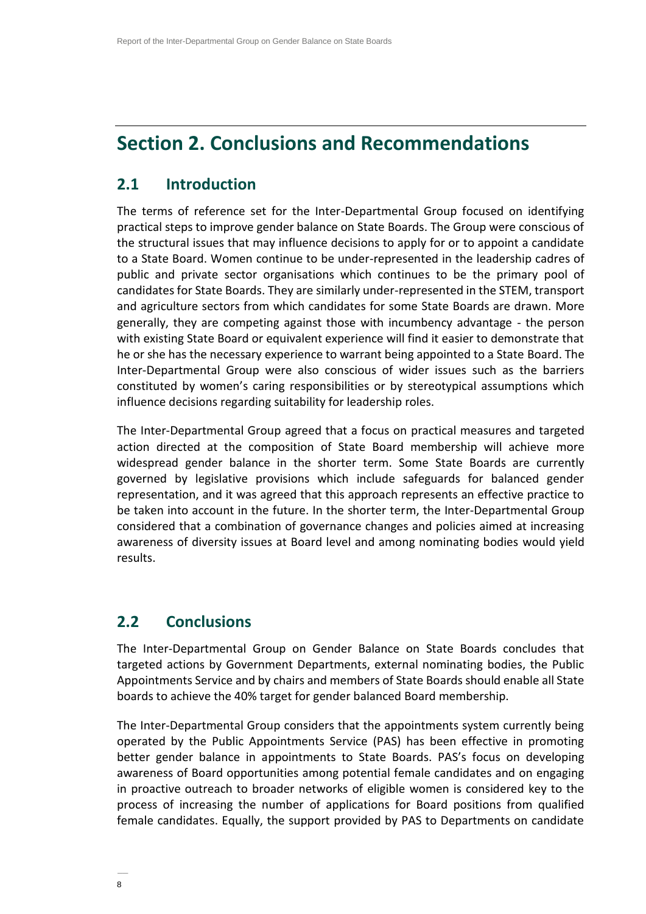# Section 2. Conclusions and Recommendations

## 2.1 Introduction

The terms of reference set for the Inter-Departmental Group focused on identifying practical steps to improve gender balance on State Boards. The Group were conscious of the structural issues that may influence decisions to apply for or to appoint a candidate to a State Board. Women continue to be under-represented in the leadership cadres of public and private sector organisations which continues to be the primary pool of candidates for State Boards. They are similarly under-represented in the STEM, transport and agriculture sectors from which candidates for some State Boards are drawn. More generally, they are competing against those with incumbency advantage - the person with existing State Board or equivalent experience will find it easier to demonstrate that he or she has the necessary experience to warrant being appointed to a State Board. The Inter-Departmental Group were also conscious of wider issues such as the barriers constituted by women's caring responsibilities or by stereotypical assumptions which influence decisions regarding suitability for leadership roles.

The Inter-Departmental Group agreed that a focus on practical measures and targeted action directed at the composition of State Board membership will achieve more widespread gender balance in the shorter term. Some State Boards are currently governed by legislative provisions which include safeguards for balanced gender representation, and it was agreed that this approach represents an effective practice to be taken into account in the future. In the shorter term, the Inter-Departmental Group considered that a combination of governance changes and policies aimed at increasing awareness of diversity issues at Board level and among nominating bodies would yield results.

## 2.2 Conclusions

The Inter-Departmental Group on Gender Balance on State Boards concludes that targeted actions by Government Departments, external nominating bodies, the Public Appointments Service and by chairs and members of State Boards should enable all State boards to achieve the 40% target for gender balanced Board membership.

The Inter-Departmental Group considers that the appointments system currently being operated by the Public Appointments Service (PAS) has been effective in promoting better gender balance in appointments to State Boards. PAS's focus on developing awareness of Board opportunities among potential female candidates and on engaging in proactive outreach to broader networks of eligible women is considered key to the process of increasing the number of applications for Board positions from qualified female candidates. Equally, the support provided by PAS to Departments on candidate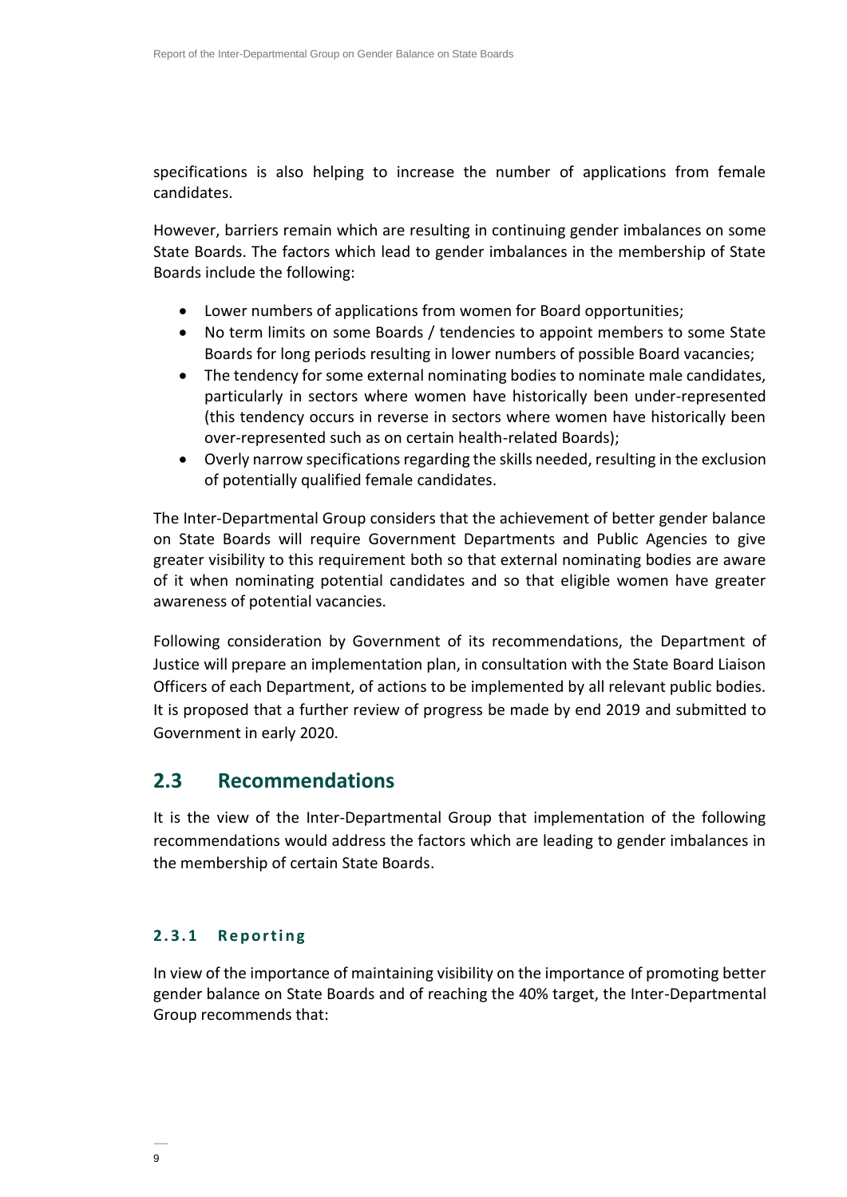specifications is also helping to increase the number of applications from female candidates.

However, barriers remain which are resulting in continuing gender imbalances on some State Boards. The factors which lead to gender imbalances in the membership of State Boards include the following:

- Lower numbers of applications from women for Board opportunities;
- No term limits on some Boards / tendencies to appoint members to some State Boards for long periods resulting in lower numbers of possible Board vacancies;
- The tendency for some external nominating bodies to nominate male candidates, particularly in sectors where women have historically been under-represented (this tendency occurs in reverse in sectors where women have historically been over-represented such as on certain health-related Boards);
- Overly narrow specifications regarding the skills needed, resulting in the exclusion of potentially qualified female candidates.

The Inter-Departmental Group considers that the achievement of better gender balance on State Boards will require Government Departments and Public Agencies to give greater visibility to this requirement both so that external nominating bodies are aware of it when nominating potential candidates and so that eligible women have greater awareness of potential vacancies.

Following consideration by Government of its recommendations, the Department of Justice will prepare an implementation plan, in consultation with the State Board Liaison Officers of each Department, of actions to be implemented by all relevant public bodies. It is proposed that a further review of progress be made by end 2019 and submitted to Government in early 2020.

## 2.3 Recommendations

It is the view of the Inter-Departmental Group that implementation of the following recommendations would address the factors which are leading to gender imbalances in the membership of certain State Boards.

### 2.3.1 Reporting

In view of the importance of maintaining visibility on the importance of promoting better gender balance on State Boards and of reaching the 40% target, the Inter-Departmental Group recommends that: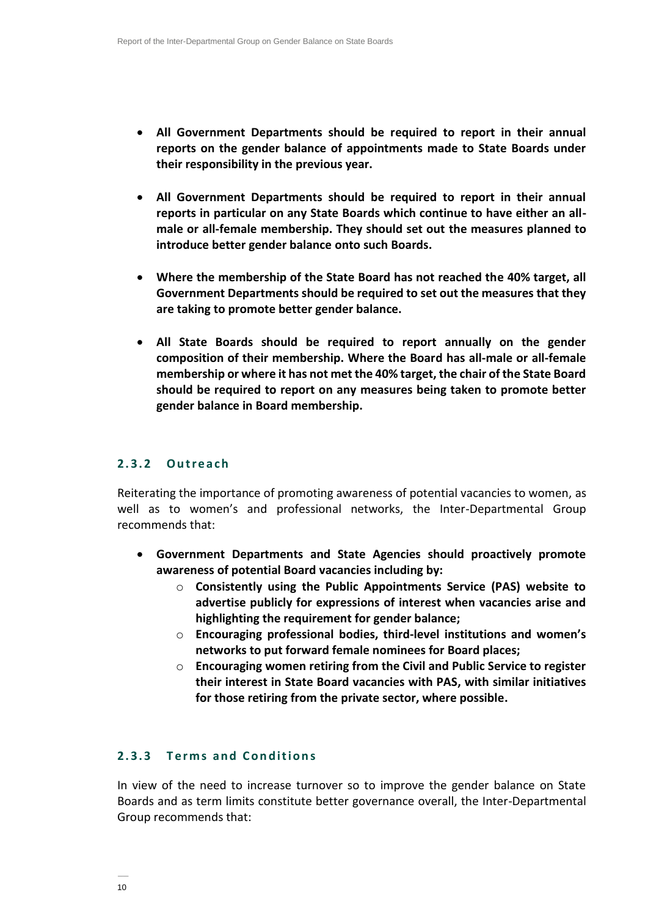- **All Government Departments should be required to report in their annual reports on the gender balance of appointments made to State Boards under their responsibility in the previous year.**

- **All Government Departments should be required to report in their annual reports in particular on any State Boards which continue to have either an all-male or all-female membership. They should set out the measures planned to introduce better gender balance onto such Boards.**

- **Where the membership of the State Board has not reached the 40% target, all Government Departments should be required to set out the measures that they are taking to promote better gender balance.**

- **All State Boards should be required to report annually on the gender composition of their membership. Where the Board has all-male or all-female membership or where it has not met the 40% target, the chair of the State Board should be required to report on any measures being taken to promote better gender balance in Board membership.**

### 2.3.2 Outreach

Reiterating the importance of promoting awareness of potential vacancies to women, as well as to women's and professional networks, the Inter-Departmental Group recommends that:

- **Government Departments and State Agencies should proactively promote awareness of potential Board vacancies including by:**
    - **Consistently using the Public Appointments Service (PAS) website to advertise publicly for expressions of interest when vacancies arise and highlighting the requirement for gender balance;**
    - **Encouraging professional bodies, third-level institutions and women's networks to put forward female nominees for Board places;**
    - **Encouraging women retiring from the Civil and Public Service to register their interest in State Board vacancies with PAS, with similar initiatives for those retiring from the private sector, where possible.**

### 2.3.3 Terms and Conditions

In view of the need to increase turnover so to improve the gender balance on State Boards and as term limits constitute better governance overall, the Inter-Departmental Group recommends that: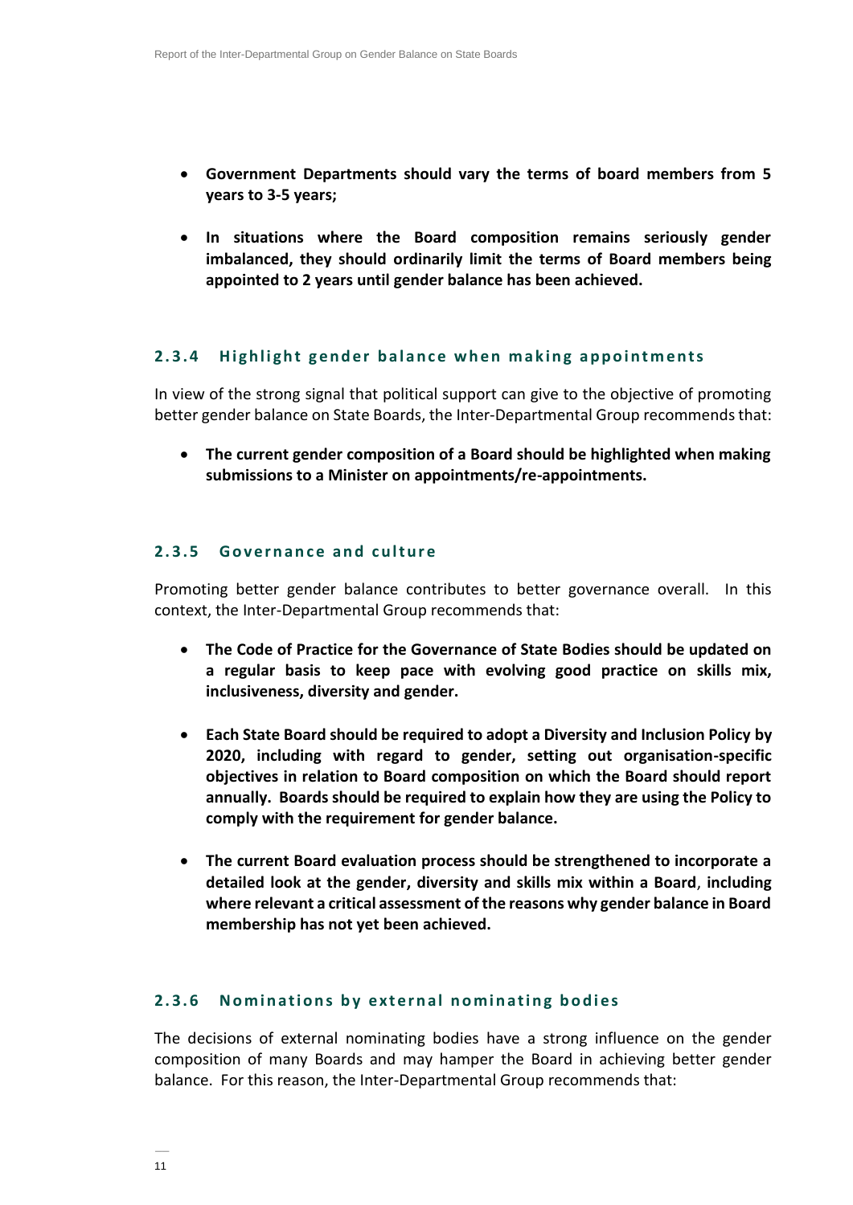- **Government Departments should vary the terms of board members from 5 years to 3-5 years;**

- **In situations where the Board composition remains seriously gender imbalanced, they should ordinarily limit the terms of Board members being appointed to 2 years until gender balance has been achieved.**

### 2.3.4 Highlight gender balance when making appointments

In view of the strong signal that political support can give to the objective of promoting better gender balance on State Boards, the Inter-Departmental Group recommends that:

- **The current gender composition of a Board should be highlighted when making submissions to a Minister on appointments/re-appointments.**

### 2.3.5 Governance and culture

Promoting better gender balance contributes to better governance overall. In this context, the Inter-Departmental Group recommends that:

- **The Code of Practice for the Governance of State Bodies should be updated on a regular basis to keep pace with evolving good practice on skills mix, inclusiveness, diversity and gender.**

- **Each State Board should be required to adopt a Diversity and Inclusion Policy by 2020, including with regard to gender, setting out organisation-specific objectives in relation to Board composition on which the Board should report annually. Boards should be required to explain how they are using the Policy to comply with the requirement for gender balance.**

- **The current Board evaluation process should be strengthened to incorporate a detailed look at the gender, diversity and skills mix within a Board, including where relevant a critical assessment of the reasons why gender balance in Board membership has not yet been achieved.**

### 2.3.6 Nominations by external nominating bodies

The decisions of external nominating bodies have a strong influence on the gender composition of many Boards and may hamper the Board in achieving better gender balance. For this reason, the Inter-Departmental Group recommends that: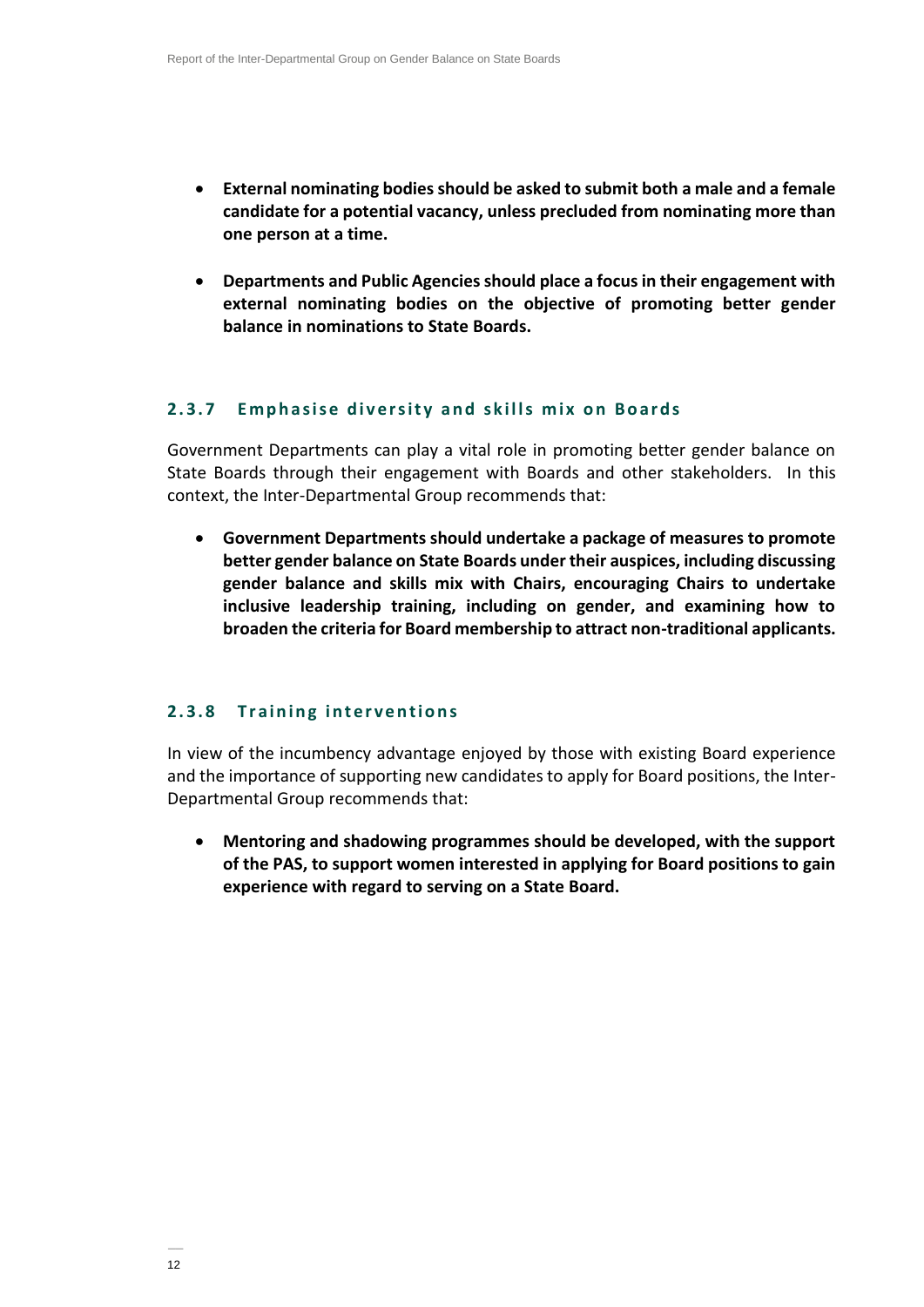- **External nominating bodies should be asked to submit both a male and a female candidate for a potential vacancy, unless precluded from nominating more than one person at a time.**

- **Departments and Public Agencies should place a focus in their engagement with external nominating bodies on the objective of promoting better gender balance in nominations to State Boards.**

### 2.3.7 Emphasise diversity and skills mix on Boards

Government Departments can play a vital role in promoting better gender balance on State Boards through their engagement with Boards and other stakeholders. In this context, the Inter-Departmental Group recommends that:

- **Government Departments should undertake a package of measures to promote better gender balance on State Boards under their auspices, including discussing gender balance and skills mix with Chairs, encouraging Chairs to undertake inclusive leadership training, including on gender, and examining how to broaden the criteria for Board membership to attract non-traditional applicants.**

### 2.3.8 Training interventions

In view of the incumbency advantage enjoyed by those with existing Board experience and the importance of supporting new candidates to apply for Board positions, the Inter-Departmental Group recommends that:

- **Mentoring and shadowing programmes should be developed, with the support of the PAS, to support women interested in applying for Board positions to gain experience with regard to serving on a State Board.**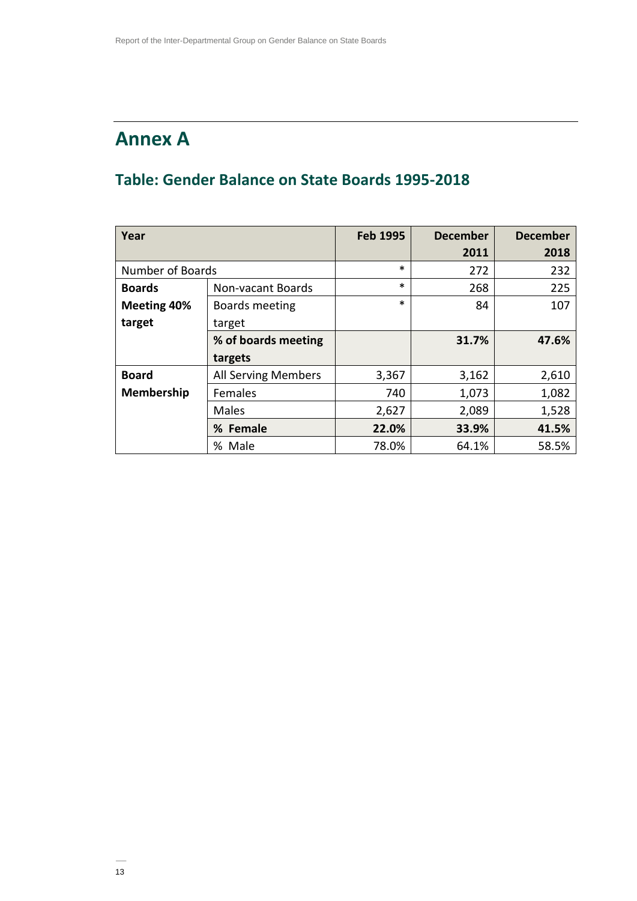# Annex A

## Table: Gender Balance on State Boards 1995-2018

| Year | | Feb 1995 | December 2011 | December 2018 |
|---|---|---|---|---|
| Number of Boards | | * | 272 | 232 |
| **Boards Meeting 40% target** | Non-vacant Boards | * | 268 | 225 |
| | Boards meeting target | * | 84 | 107 |
| | **% of boards meeting targets** | | **31.7%** | **47.6%** |
| **Board Membership** | All Serving Members | 3,367 | 3,162 | 2,610 |
| | Females | 740 | 1,073 | 1,082 |
| | Males | 2,627 | 2,089 | 1,528 |
| | **% Female** | **22.0%** | **33.9%** | **41.5%** |
| | % Male | 78.0% | 64.1% | 58.5% |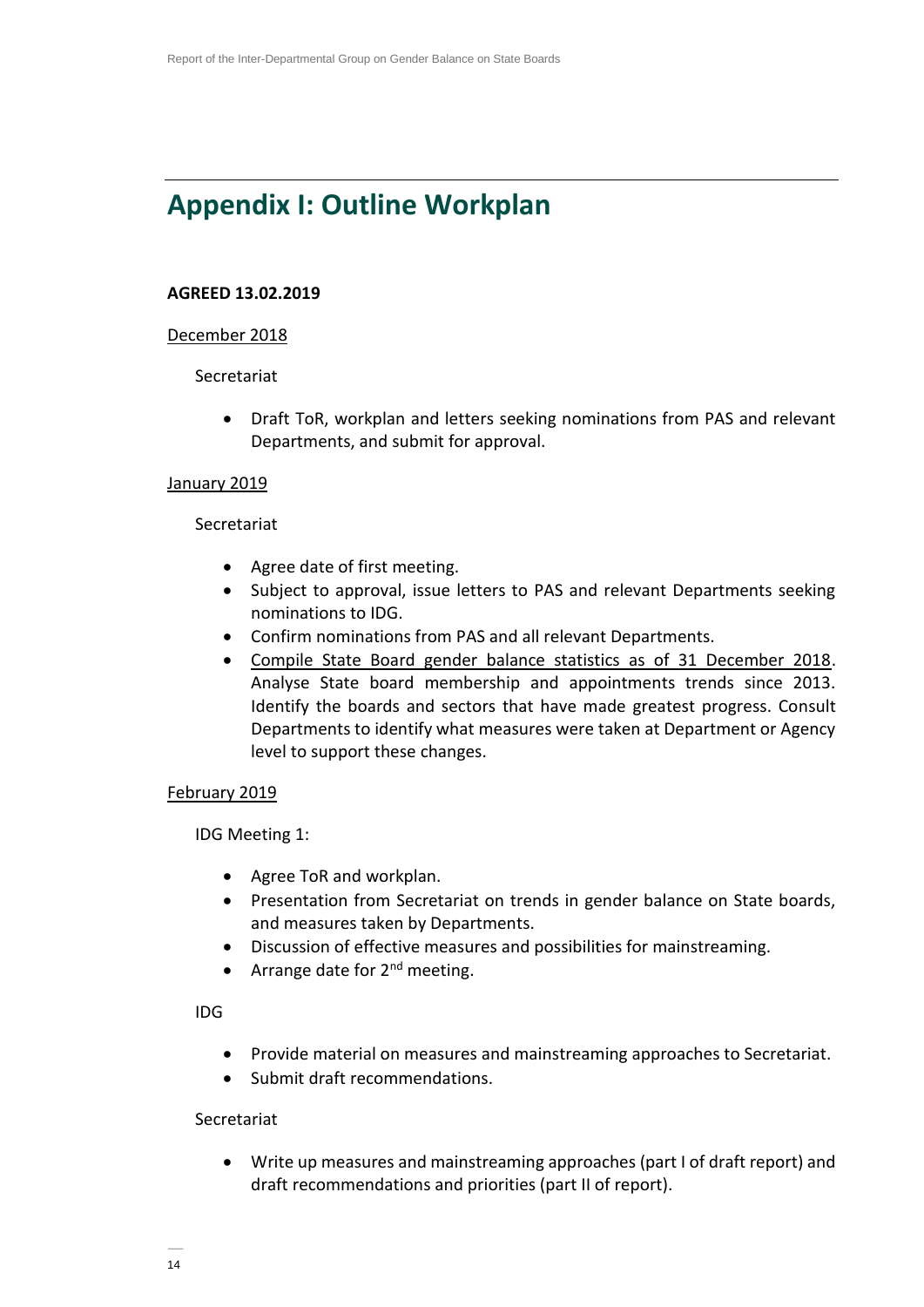# Appendix I: Outline Workplan

**AGREED 13.02.2019**

<u>December 2018</u>

Secretariat

- Draft ToR, workplan and letters seeking nominations from PAS and relevant Departments, and submit for approval.

<u>January 2019</u>

Secretariat

- Agree date of first meeting.
- Subject to approval, issue letters to PAS and relevant Departments seeking nominations to IDG.
- Confirm nominations from PAS and all relevant Departments.
- <u>Compile State Board gender balance statistics as of 31 December 2018</u>. Analyse State board membership and appointments trends since 2013. Identify the boards and sectors that have made greatest progress. Consult Departments to identify what measures were taken at Department or Agency level to support these changes.

<u>February 2019</u>

IDG Meeting 1:

- Agree ToR and workplan.
- Presentation from Secretariat on trends in gender balance on State boards, and measures taken by Departments.
- Discussion of effective measures and possibilities for mainstreaming.
- Arrange date for 2nd meeting.

IDG

- Provide material on measures and mainstreaming approaches to Secretariat.
- Submit draft recommendations.

Secretariat

- Write up measures and mainstreaming approaches (part I of draft report) and draft recommendations and priorities (part II of report).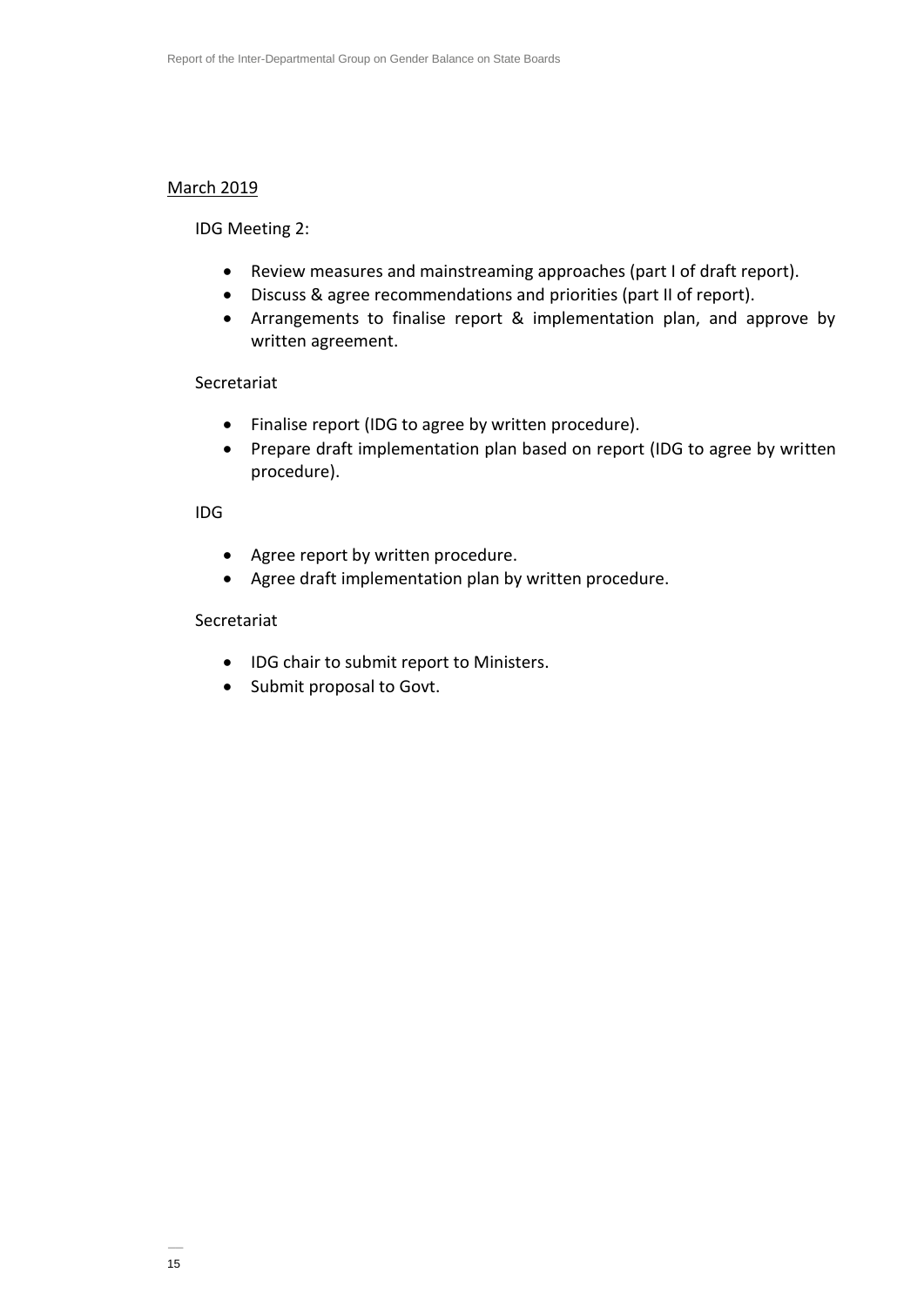<u>March 2019</u>

IDG Meeting 2:

- Review measures and mainstreaming approaches (part I of draft report).
- Discuss & agree recommendations and priorities (part II of report).
- Arrangements to finalise report & implementation plan, and approve by written agreement.

Secretariat

- Finalise report (IDG to agree by written procedure).
- Prepare draft implementation plan based on report (IDG to agree by written procedure).

IDG

- Agree report by written procedure.
- Agree draft implementation plan by written procedure.

Secretariat

- IDG chair to submit report to Ministers.
- Submit proposal to Govt.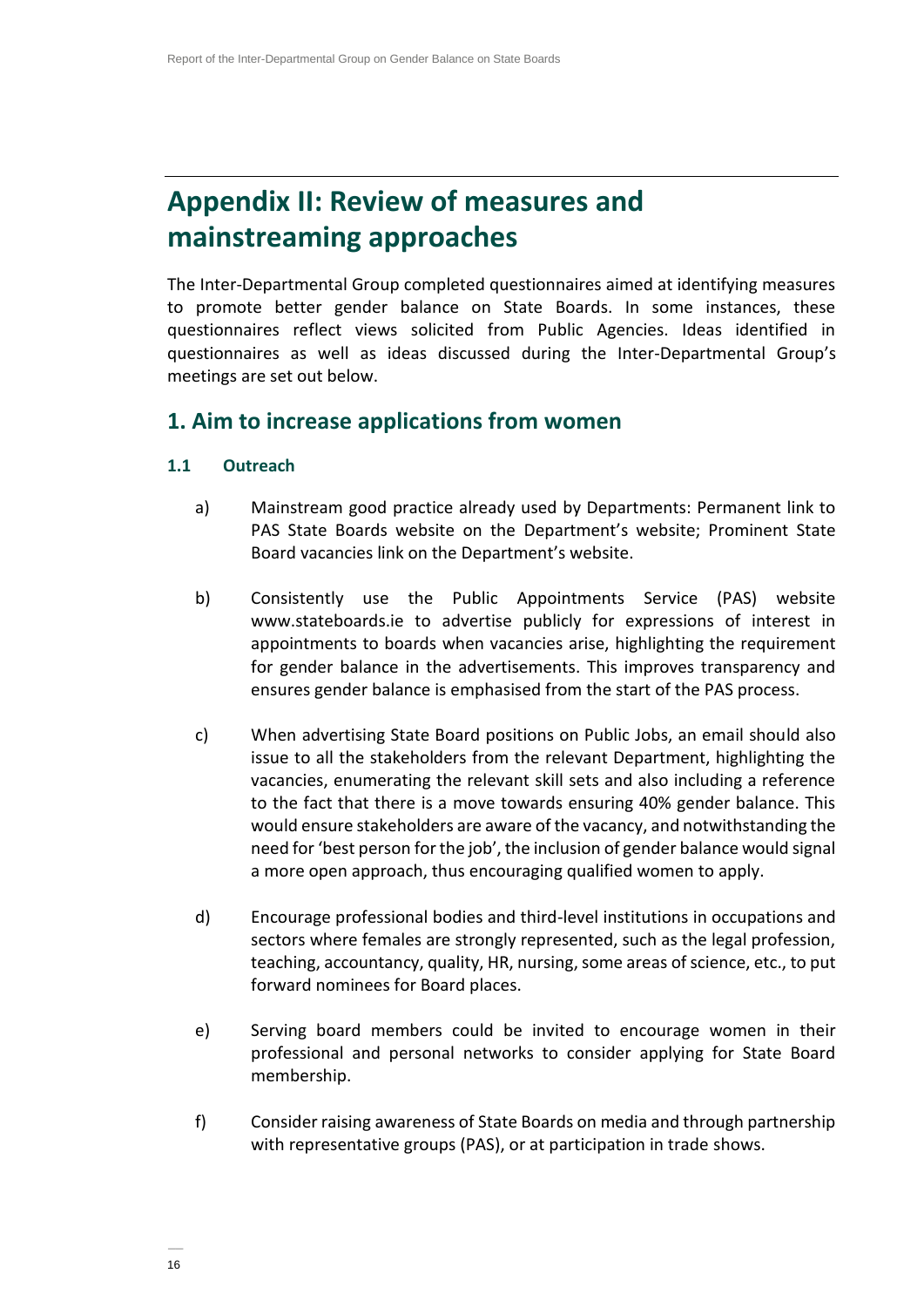# Appendix II: Review of measures and mainstreaming approaches

The Inter-Departmental Group completed questionnaires aimed at identifying measures to promote better gender balance on State Boards. In some instances, these questionnaires reflect views solicited from Public Agencies. Ideas identified in questionnaires as well as ideas discussed during the Inter-Departmental Group's meetings are set out below.

## 1. Aim to increase applications from women

### 1.1 Outreach

a) Mainstream good practice already used by Departments: Permanent link to PAS State Boards website on the Department's website; Prominent State Board vacancies link on the Department's website.

b) Consistently use the Public Appointments Service (PAS) website www.stateboards.ie to advertise publicly for expressions of interest in appointments to boards when vacancies arise, highlighting the requirement for gender balance in the advertisements. This improves transparency and ensures gender balance is emphasised from the start of the PAS process.

c) When advertising State Board positions on Public Jobs, an email should also issue to all the stakeholders from the relevant Department, highlighting the vacancies, enumerating the relevant skill sets and also including a reference to the fact that there is a move towards ensuring 40% gender balance. This would ensure stakeholders are aware of the vacancy, and notwithstanding the need for 'best person for the job', the inclusion of gender balance would signal a more open approach, thus encouraging qualified women to apply.

d) Encourage professional bodies and third-level institutions in occupations and sectors where females are strongly represented, such as the legal profession, teaching, accountancy, quality, HR, nursing, some areas of science, etc., to put forward nominees for Board places.

e) Serving board members could be invited to encourage women in their professional and personal networks to consider applying for State Board membership.

f) Consider raising awareness of State Boards on media and through partnership with representative groups (PAS), or at participation in trade shows.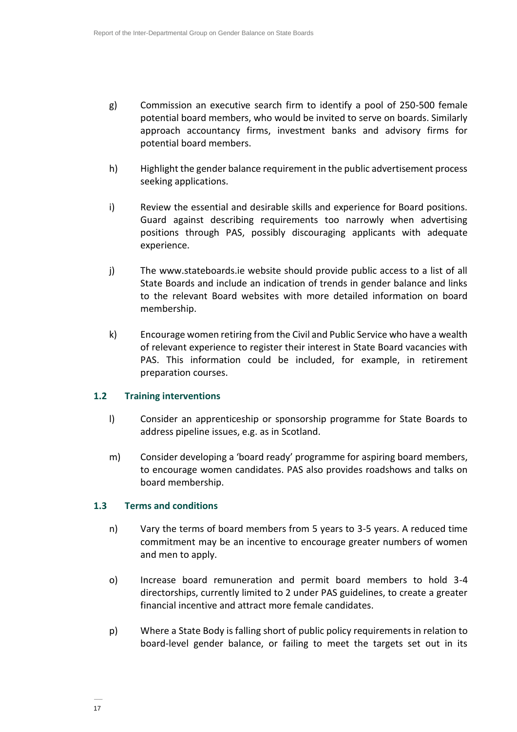g) Commission an executive search firm to identify a pool of 250-500 female potential board members, who would be invited to serve on boards. Similarly approach accountancy firms, investment banks and advisory firms for potential board members.

h) Highlight the gender balance requirement in the public advertisement process seeking applications.

i) Review the essential and desirable skills and experience for Board positions. Guard against describing requirements too narrowly when advertising positions through PAS, possibly discouraging applicants with adequate experience.

j) The www.stateboards.ie website should provide public access to a list of all State Boards and include an indication of trends in gender balance and links to the relevant Board websites with more detailed information on board membership.

k) Encourage women retiring from the Civil and Public Service who have a wealth of relevant experience to register their interest in State Board vacancies with PAS. This information could be included, for example, in retirement preparation courses.

### 1.2 Training interventions

l) Consider an apprenticeship or sponsorship programme for State Boards to address pipeline issues, e.g. as in Scotland.

m) Consider developing a 'board ready' programme for aspiring board members, to encourage women candidates. PAS also provides roadshows and talks on board membership.

### 1.3 Terms and conditions

n) Vary the terms of board members from 5 years to 3-5 years. A reduced time commitment may be an incentive to encourage greater numbers of women and men to apply.

o) Increase board remuneration and permit board members to hold 3-4 directorships, currently limited to 2 under PAS guidelines, to create a greater financial incentive and attract more female candidates.

p) Where a State Body is falling short of public policy requirements in relation to board-level gender balance, or failing to meet the targets set out in its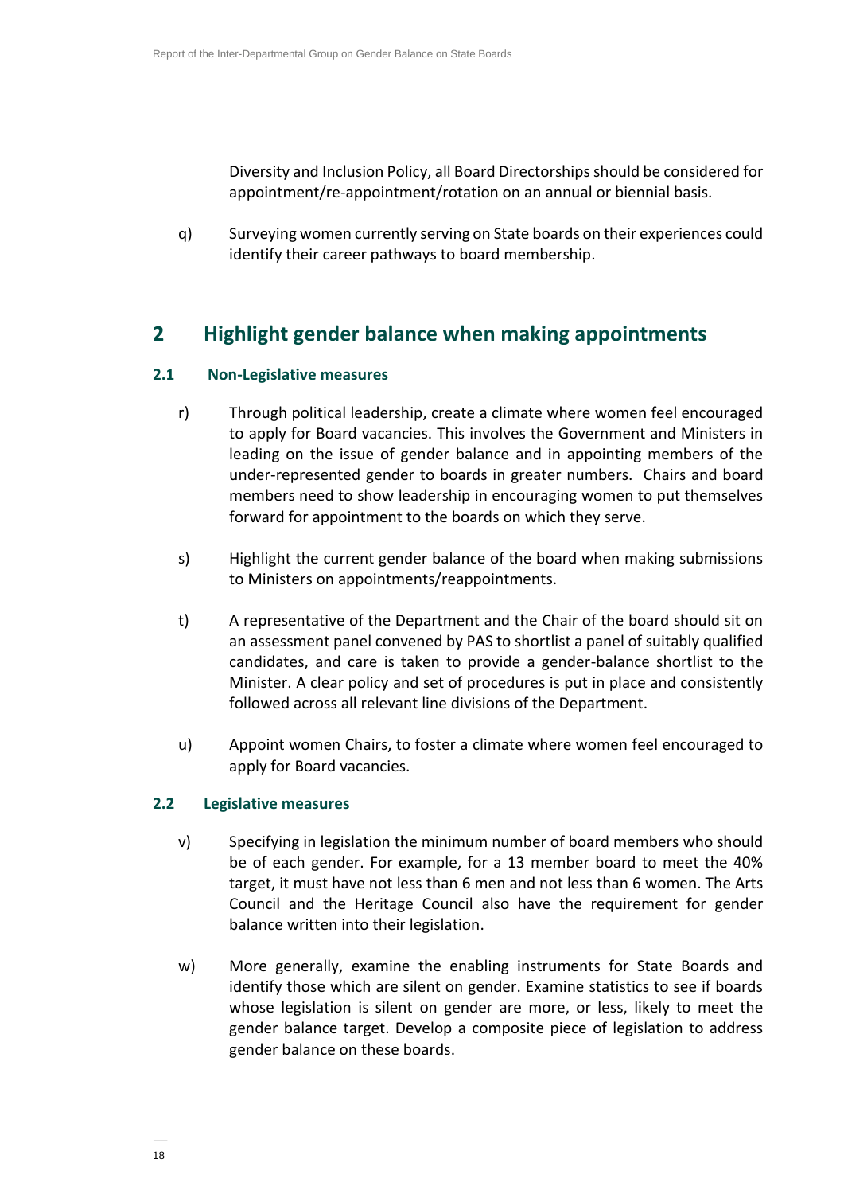Diversity and Inclusion Policy, all Board Directorships should be considered for appointment/re-appointment/rotation on an annual or biennial basis.

q) Surveying women currently serving on State boards on their experiences could identify their career pathways to board membership.

## 2 Highlight gender balance when making appointments

### 2.1 Non-Legislative measures

r) Through political leadership, create a climate where women feel encouraged to apply for Board vacancies. This involves the Government and Ministers in leading on the issue of gender balance and in appointing members of the under-represented gender to boards in greater numbers. Chairs and board members need to show leadership in encouraging women to put themselves forward for appointment to the boards on which they serve.

s) Highlight the current gender balance of the board when making submissions to Ministers on appointments/reappointments.

t) A representative of the Department and the Chair of the board should sit on an assessment panel convened by PAS to shortlist a panel of suitably qualified candidates, and care is taken to provide a gender-balance shortlist to the Minister. A clear policy and set of procedures is put in place and consistently followed across all relevant line divisions of the Department.

u) Appoint women Chairs, to foster a climate where women feel encouraged to apply for Board vacancies.

### 2.2 Legislative measures

v) Specifying in legislation the minimum number of board members who should be of each gender. For example, for a 13 member board to meet the 40% target, it must have not less than 6 men and not less than 6 women. The Arts Council and the Heritage Council also have the requirement for gender balance written into their legislation.

w) More generally, examine the enabling instruments for State Boards and identify those which are silent on gender. Examine statistics to see if boards whose legislation is silent on gender are more, or less, likely to meet the gender balance target. Develop a composite piece of legislation to address gender balance on these boards.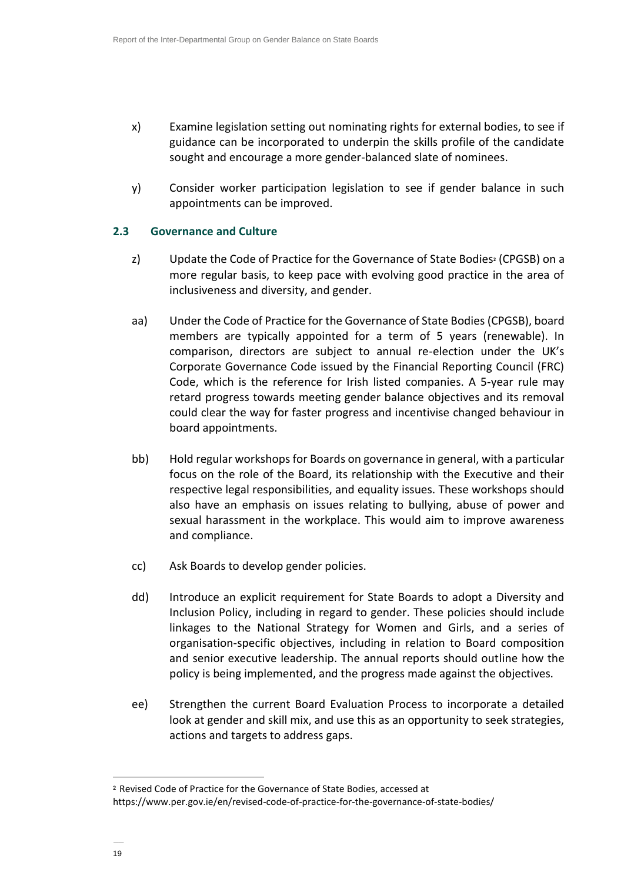x) Examine legislation setting out nominating rights for external bodies, to see if guidance can be incorporated to underpin the skills profile of the candidate sought and encourage a more gender-balanced slate of nominees.

y) Consider worker participation legislation to see if gender balance in such appointments can be improved.

### 2.3 Governance and Culture

z) Update the Code of Practice for the Governance of State Bodies[2] (CPGSB) on a more regular basis, to keep pace with evolving good practice in the area of inclusiveness and diversity, and gender.

aa) Under the Code of Practice for the Governance of State Bodies (CPGSB), board members are typically appointed for a term of 5 years (renewable). In comparison, directors are subject to annual re-election under the UK's Corporate Governance Code issued by the Financial Reporting Council (FRC) Code, which is the reference for Irish listed companies. A 5-year rule may retard progress towards meeting gender balance objectives and its removal could clear the way for faster progress and incentivise changed behaviour in board appointments.

bb) Hold regular workshops for Boards on governance in general, with a particular focus on the role of the Board, its relationship with the Executive and their respective legal responsibilities, and equality issues. These workshops should also have an emphasis on issues relating to bullying, abuse of power and sexual harassment in the workplace. This would aim to improve awareness and compliance.

cc) Ask Boards to develop gender policies.

dd) Introduce an explicit requirement for State Boards to adopt a Diversity and Inclusion Policy, including in regard to gender. These policies should include linkages to the National Strategy for Women and Girls, and a series of organisation-specific objectives, including in relation to Board composition and senior executive leadership. The annual reports should outline how the policy is being implemented, and the progress made against the objectives.

ee) Strengthen the current Board Evaluation Process to incorporate a detailed look at gender and skill mix, and use this as an opportunity to seek strategies, actions and targets to address gaps.

[2] Revised Code of Practice for the Governance of State Bodies, accessed at https://www.per.gov.ie/en/revised-code-of-practice-for-the-governance-of-state-bodies/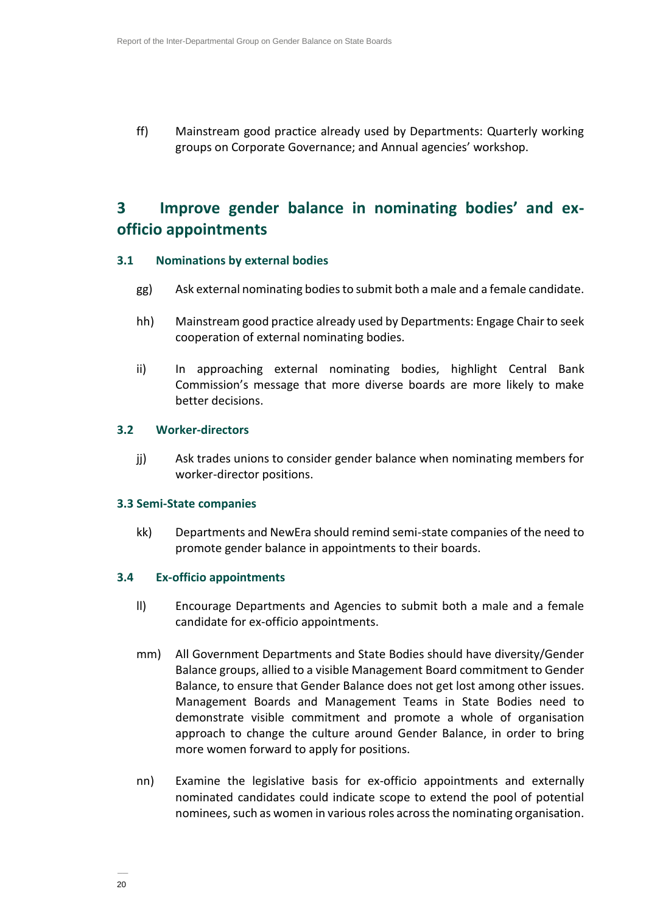ff) Mainstream good practice already used by Departments: Quarterly working groups on Corporate Governance; and Annual agencies' workshop.

## 3 Improve gender balance in nominating bodies' and ex-officio appointments

### 3.1 Nominations by external bodies

gg) Ask external nominating bodies to submit both a male and a female candidate.

hh) Mainstream good practice already used by Departments: Engage Chair to seek cooperation of external nominating bodies.

ii) In approaching external nominating bodies, highlight Central Bank Commission's message that more diverse boards are more likely to make better decisions.

### 3.2 Worker-directors

jj) Ask trades unions to consider gender balance when nominating members for worker-director positions.

### 3.3 Semi-State companies

kk) Departments and NewEra should remind semi-state companies of the need to promote gender balance in appointments to their boards.

### 3.4 Ex-officio appointments

ll) Encourage Departments and Agencies to submit both a male and a female candidate for ex-officio appointments.

mm) All Government Departments and State Bodies should have diversity/Gender Balance groups, allied to a visible Management Board commitment to Gender Balance, to ensure that Gender Balance does not get lost among other issues. Management Boards and Management Teams in State Bodies need to demonstrate visible commitment and promote a whole of organisation approach to change the culture around Gender Balance, in order to bring more women forward to apply for positions.

nn) Examine the legislative basis for ex-officio appointments and externally nominated candidates could indicate scope to extend the pool of potential nominees, such as women in various roles across the nominating organisation.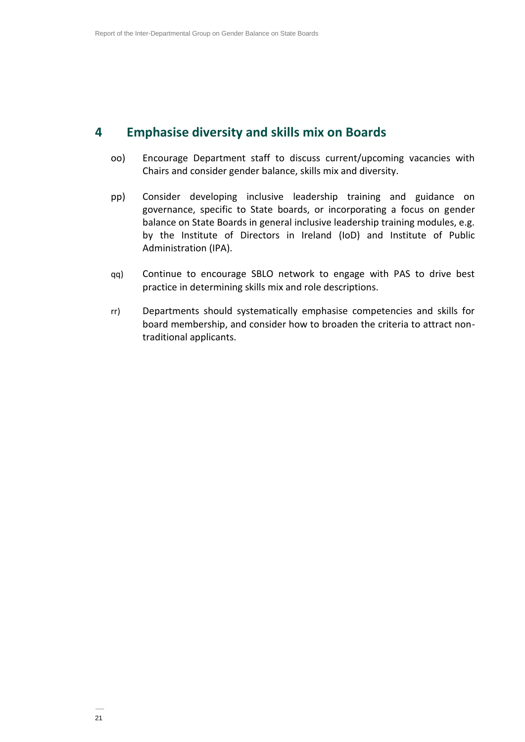## 4 Emphasise diversity and skills mix on Boards

oo) Encourage Department staff to discuss current/upcoming vacancies with Chairs and consider gender balance, skills mix and diversity.

pp) Consider developing inclusive leadership training and guidance on governance, specific to State boards, or incorporating a focus on gender balance on State Boards in general inclusive leadership training modules, e.g. by the Institute of Directors in Ireland (IoD) and Institute of Public Administration (IPA).

qq) Continue to encourage SBLO network to engage with PAS to drive best practice in determining skills mix and role descriptions.

rr) Departments should systematically emphasise competencies and skills for board membership, and consider how to broaden the criteria to attract non-traditional applicants.